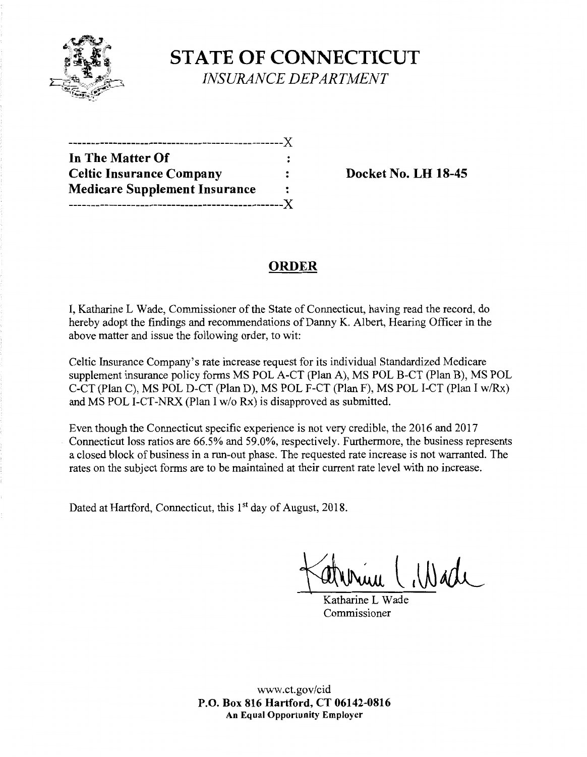# STATE OF CONNECTICUT

*INSURANCE DEPARTMENT*

---------------------------------------------X

**In The Matter Of** :

**Celtic Insurance Company** : **Docket No. LH 18-45**

**Medicare Supplement Insurance** :

---------------------------------------------X

## ORDER

I, Katharine L Wade, Commissioner of the State of Connecticut, having read the record, do hereby adopt the findings and recommendations of Danny K. Albert, Hearing Officer in the above matter and issue the following order, to wit:

Celtic Insurance Company's rate increase request for its individual Standardized Medicare supplement insurance policy forms MS POL A-CT (Plan A), MS POL B-CT (Plan B), MS POL C-CT (Plan C), MS POL D-CT (Plan D), MS POL F-CT (Plan F), MS POL I-CT (Plan I w/Rx) and MS POL I-CT-NRX (Plan I w/o Rx) is disapproved as submitted.

Even though the Connecticut specific experience is not very credible, the 2016 and 2017 Connecticut loss ratios are 66.5% and 59.0%, respectively. Furthermore, the business represents a closed block of business in a run-out phase. The requested rate increase is not warranted. The rates on the subject forms are to be maintained at their current rate level with no increase.

Dated at Hartford, Connecticut, this 1st day of August, 2018.

Katharine L Wade
Commissioner

www.ct.gov/cid
**P.O. Box 816 Hartford, CT 06142-0816**
**An Equal Opportunity Employer**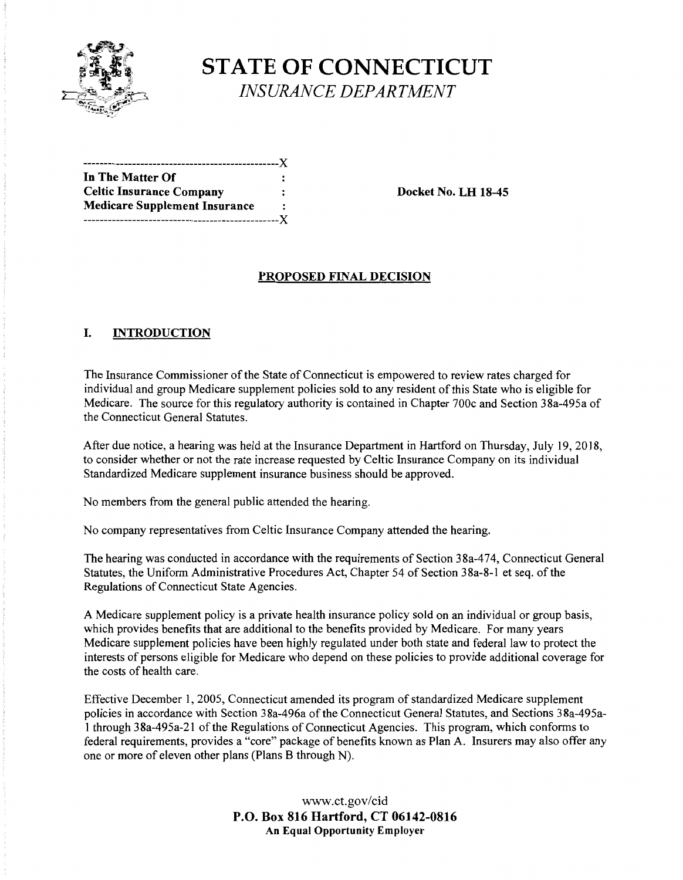# STATE OF CONNECTICUT

*INSURANCE DEPARTMENT*

| | | |
|---|---|---|
| In The Matter Of | : | |
| Celtic Insurance Company | : | Docket No. LH 18-45 |
| Medicare Supplement Insurance | : | |

## PROPOSED FINAL DECISION

### I. INTRODUCTION

The Insurance Commissioner of the State of Connecticut is empowered to review rates charged for individual and group Medicare supplement policies sold to any resident of this State who is eligible for Medicare. The source for this regulatory authority is contained in Chapter 700c and Section 38a-495a of the Connecticut General Statutes.

After due notice, a hearing was held at the Insurance Department in Hartford on Thursday, July 19, 2018, to consider whether or not the rate increase requested by Celtic Insurance Company on its individual Standardized Medicare supplement insurance business should be approved.

No members from the general public attended the hearing.

No company representatives from Celtic Insurance Company attended the hearing.

The hearing was conducted in accordance with the requirements of Section 38a-474, Connecticut General Statutes, the Uniform Administrative Procedures Act, Chapter 54 of Section 38a-8-1 et seq. of the Regulations of Connecticut State Agencies.

A Medicare supplement policy is a private health insurance policy sold on an individual or group basis, which provides benefits that are additional to the benefits provided by Medicare. For many years Medicare supplement policies have been highly regulated under both state and federal law to protect the interests of persons eligible for Medicare who depend on these policies to provide additional coverage for the costs of health care.

Effective December 1, 2005, Connecticut amended its program of standardized Medicare supplement policies in accordance with Section 38a-496a of the Connecticut General Statutes, and Sections 38a-495a-1 through 38a-495a-21 of the Regulations of Connecticut Agencies. This program, which conforms to federal requirements, provides a "core" package of benefits known as Plan A. Insurers may also offer any one or more of eleven other plans (Plans B through N).

www.ct.gov/cid
**P.O. Box 816 Hartford, CT 06142-0816**
**An Equal Opportunity Employer**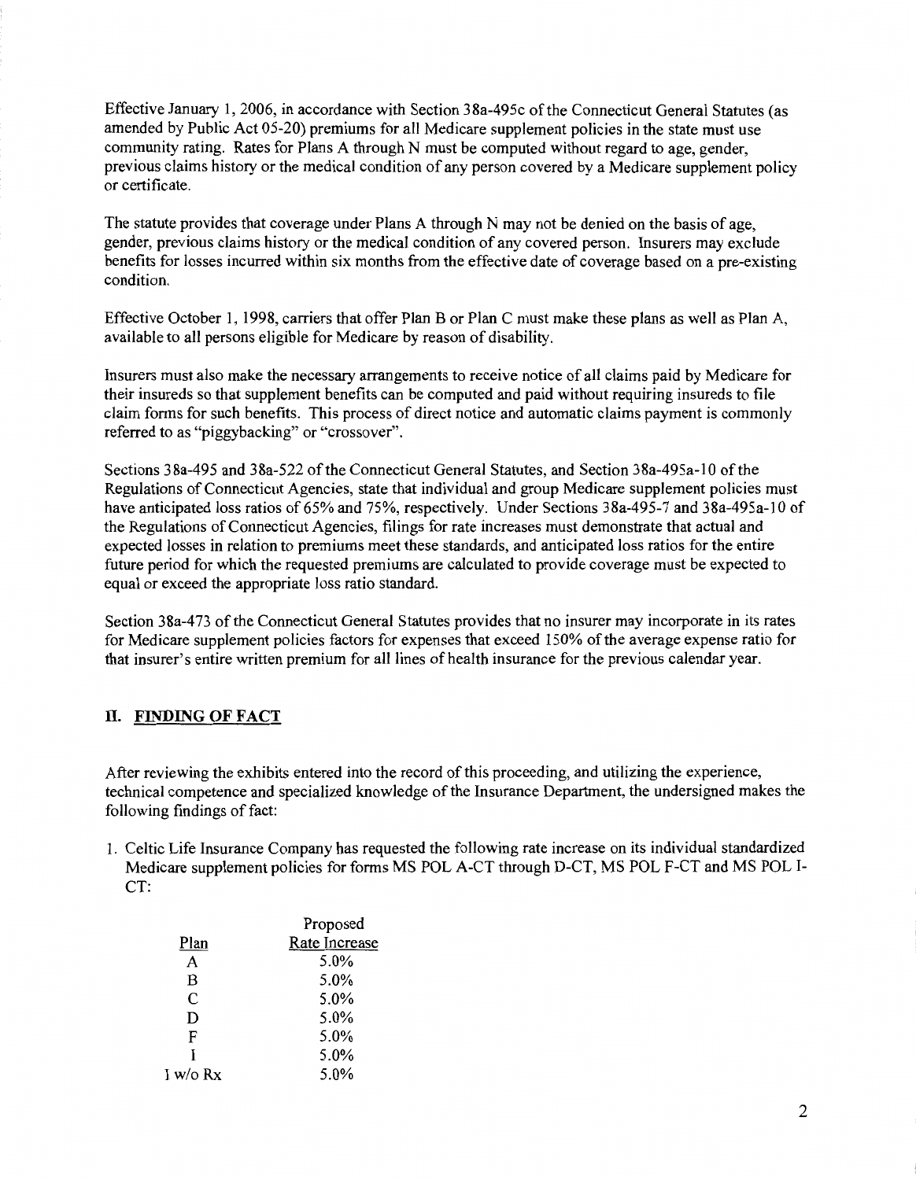Effective January 1, 2006, in accordance with Section 38a-495c of the Connecticut General Statutes (as amended by Public Act 05-20) premiums for all Medicare supplement policies in the state must use community rating. Rates for Plans A through N must be computed without regard to age, gender, previous claims history or the medical condition of any person covered by a Medicare supplement policy or certificate.

The statute provides that coverage under Plans A through N may not be denied on the basis of age, gender, previous claims history or the medical condition of any covered person. Insurers may exclude benefits for losses incurred within six months from the effective date of coverage based on a pre-existing condition.

Effective October 1, 1998, carriers that offer Plan B or Plan C must make these plans as well as Plan A, available to all persons eligible for Medicare by reason of disability.

Insurers must also make the necessary arrangements to receive notice of all claims paid by Medicare for their insureds so that supplement benefits can be computed and paid without requiring insureds to file claim forms for such benefits. This process of direct notice and automatic claims payment is commonly referred to as "piggybacking" or "crossover".

Sections 38a-495 and 38a-522 of the Connecticut General Statutes, and Section 38a-495a-10 of the Regulations of Connecticut Agencies, state that individual and group Medicare supplement policies must have anticipated loss ratios of 65% and 75%, respectively. Under Sections 38a-495-7 and 38a-495a-10 of the Regulations of Connecticut Agencies, filings for rate increases must demonstrate that actual and expected losses in relation to premiums meet these standards, and anticipated loss ratios for the entire future period for which the requested premiums are calculated to provide coverage must be expected to equal or exceed the appropriate loss ratio standard.

Section 38a-473 of the Connecticut General Statutes provides that no insurer may incorporate in its rates for Medicare supplement policies factors for expenses that exceed 150% of the average expense ratio for that insurer's entire written premium for all lines of health insurance for the previous calendar year.

## II. FINDING OF FACT

After reviewing the exhibits entered into the record of this proceeding, and utilizing the experience, technical competence and specialized knowledge of the Insurance Department, the undersigned makes the following findings of fact:

1. Celtic Life Insurance Company has requested the following rate increase on its individual standardized Medicare supplement policies for forms MS POL A-CT through D-CT, MS POL F-CT and MS POL I-CT:

| Plan | Proposed Rate Increase |
|---|---|
| A | 5.0% |
| B | 5.0% |
| C | 5.0% |
| D | 5.0% |
| F | 5.0% |
| I | 5.0% |
| I w/o Rx | 5.0% |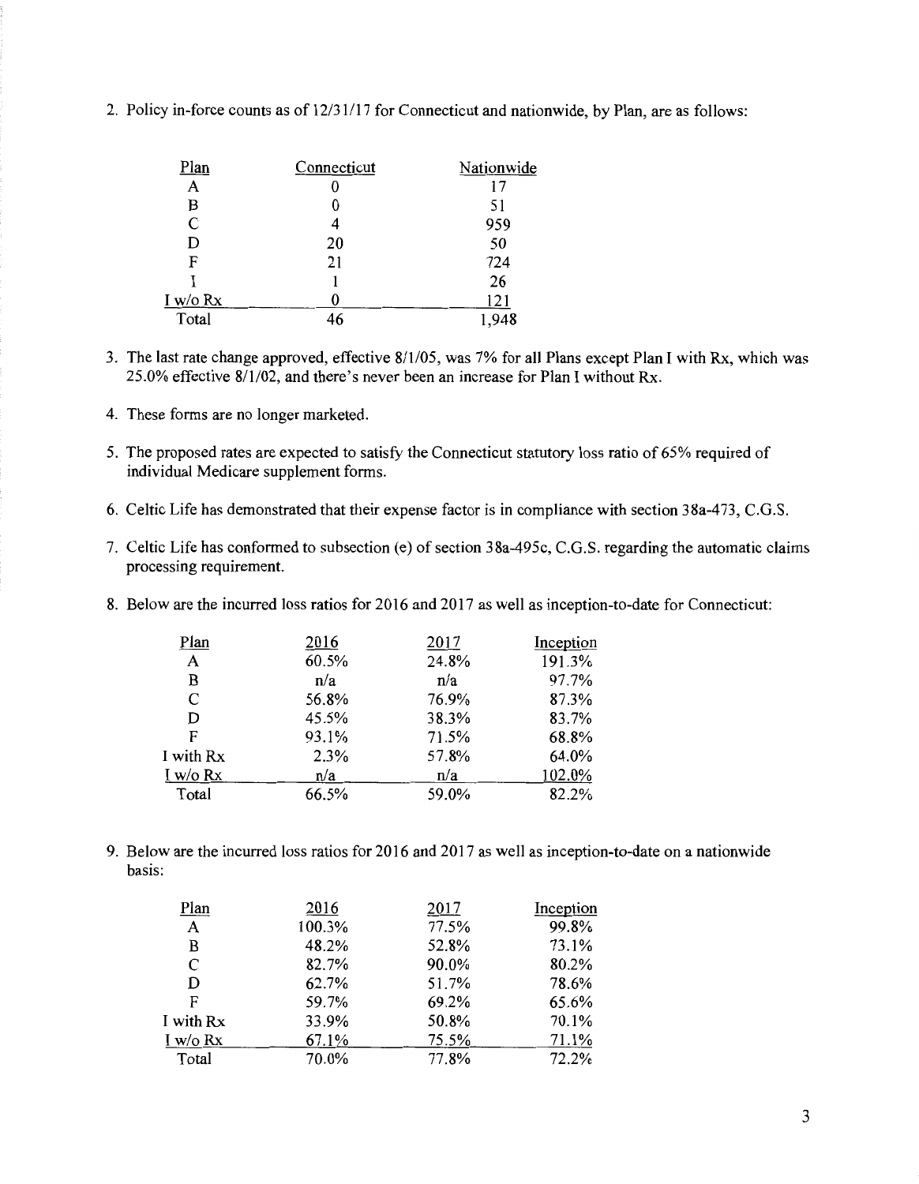2. Policy in-force counts as of 12/31/17 for Connecticut and nationwide, by Plan, are as follows:

| Plan | Connecticut | Nationwide |
|---|---|---|
| A | 0 | 17 |
| B | 0 | 51 |
| C | 4 | 959 |
| D | 20 | 50 |
| F | 21 | 724 |
| I | 1 | 26 |
| I w/o Rx | 0 | 121 |
| Total | 46 | 1,948 |

3. The last rate change approved, effective 8/1/05, was 7% for all Plans except Plan I with Rx, which was 25.0% effective 8/1/02, and there's never been an increase for Plan I without Rx.

4. These forms are no longer marketed.

5. The proposed rates are expected to satisfy the Connecticut statutory loss ratio of 65% required of individual Medicare supplement forms.

6. Celtic Life has demonstrated that their expense factor is in compliance with section 38a-473, C.G.S.

7. Celtic Life has conformed to subsection (e) of section 38a-495c, C.G.S. regarding the automatic claims processing requirement.

8. Below are the incurred loss ratios for 2016 and 2017 as well as inception-to-date for Connecticut:

| Plan | 2016 | 2017 | Inception |
|---|---|---|---|
| A | 60.5% | 24.8% | 191.3% |
| B | n/a | n/a | 97.7% |
| C | 56.8% | 76.9% | 87.3% |
| D | 45.5% | 38.3% | 83.7% |
| F | 93.1% | 71.5% | 68.8% |
| I with Rx | 2.3% | 57.8% | 64.0% |
| I w/o Rx | n/a | n/a | 102.0% |
| Total | 66.5% | 59.0% | 82.2% |

9. Below are the incurred loss ratios for 2016 and 2017 as well as inception-to-date on a nationwide basis:

| Plan | 2016 | 2017 | Inception |
|---|---|---|---|
| A | 100.3% | 77.5% | 99.8% |
| B | 48.2% | 52.8% | 73.1% |
| C | 82.7% | 90.0% | 80.2% |
| D | 62.7% | 51.7% | 78.6% |
| F | 59.7% | 69.2% | 65.6% |
| I with Rx | 33.9% | 50.8% | 70.1% |
| I w/o Rx | 67.1% | 75.5% | 71.1% |
| Total | 70.0% | 77.8% | 72.2% |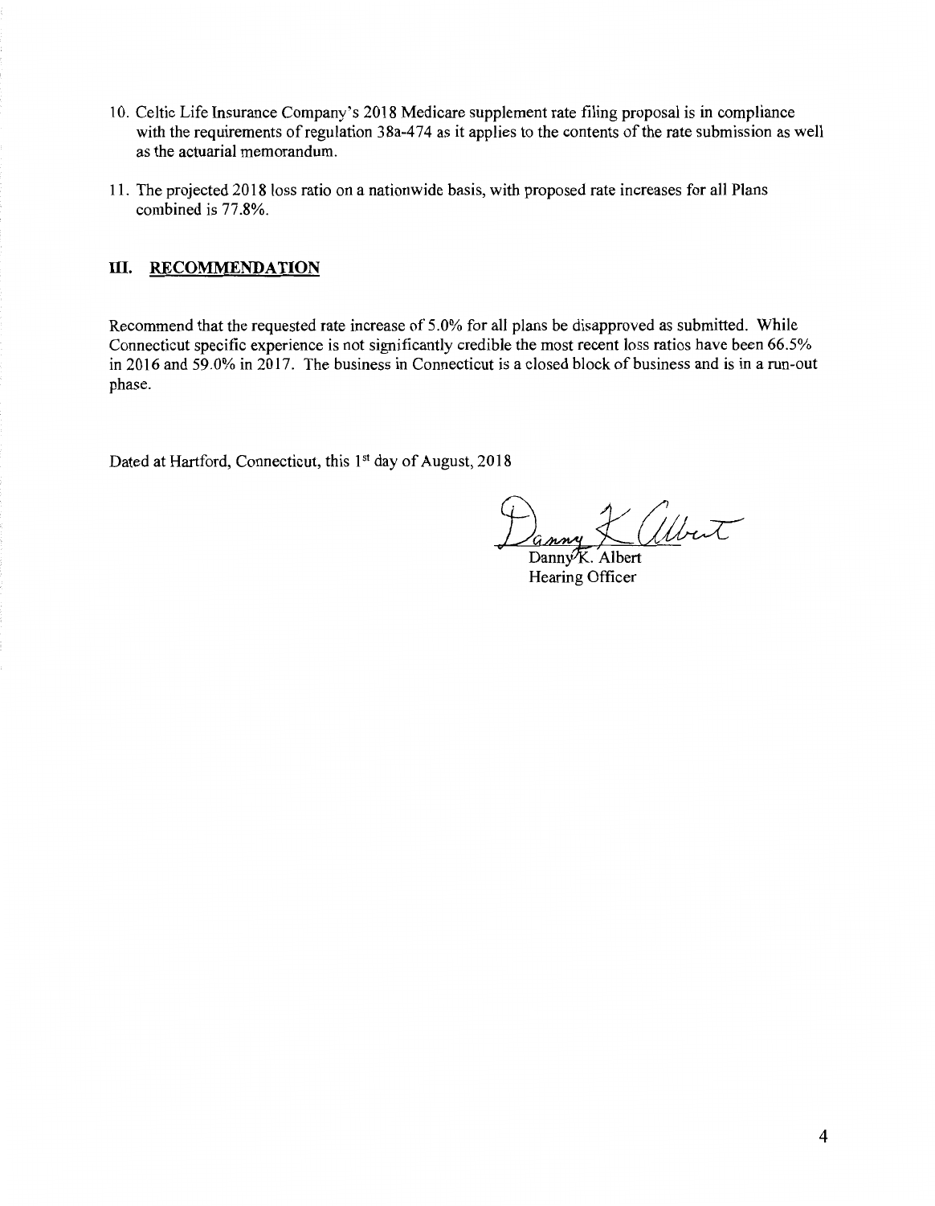10. Celtic Life Insurance Company's 2018 Medicare supplement rate filing proposal is in compliance with the requirements of regulation 38a-474 as it applies to the contents of the rate submission as well as the actuarial memorandum.

11. The projected 2018 loss ratio on a nationwide basis, with proposed rate increases for all Plans combined is 77.8%.

## III. RECOMMENDATION

Recommend that the requested rate increase of 5.0% for all plans be disapproved as submitted. While Connecticut specific experience is not significantly credible the most recent loss ratios have been 66.5% in 2016 and 59.0% in 2017. The business in Connecticut is a closed block of business and is in a run-out phase.

Dated at Hartford, Connecticut, this 1st day of August, 2018

Danny K. Albert
Hearing Officer